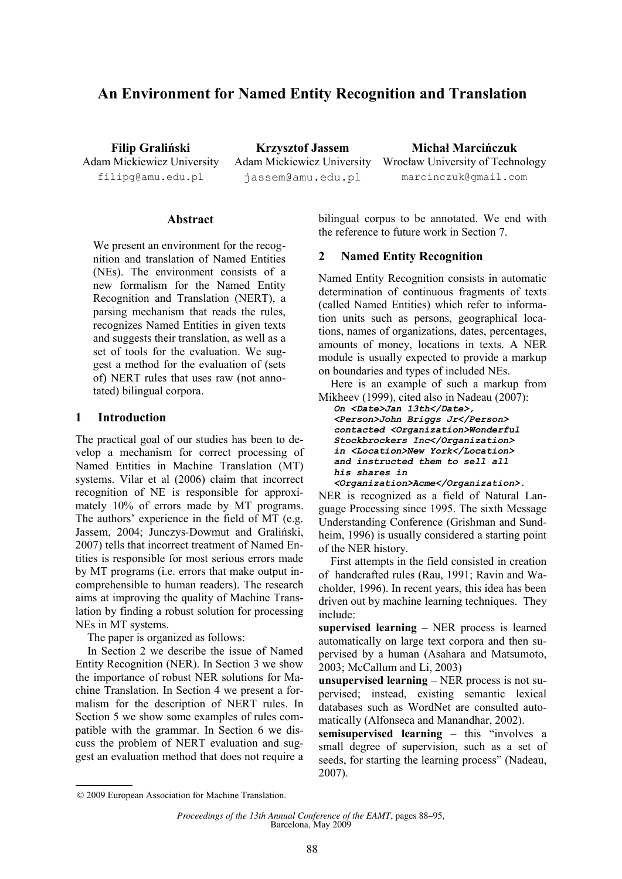# An Environment for Named Entity Recognition and Translation

**Filip Graliński**
Adam Mickiewicz University
filipg@amu.edu.pl

**Krzysztof Jassem**
Adam Mickiewicz University
jassem@amu.edu.pl

**Michał Marcińczuk**
Wrocław University of Technology
marcinczuk@gmail.com

## Abstract

We present an environment for the recognition and translation of Named Entities (NEs). The environment consists of a new formalism for the Named Entity Recognition and Translation (NERT), a parsing mechanism that reads the rules, recognizes Named Entities in given texts and suggests their translation, as well as a set of tools for the evaluation. We suggest a method for the evaluation of (sets of) NERT rules that uses raw (not annotated) bilingual corpora.

## 1 Introduction

The practical goal of our studies has been to develop a mechanism for correct processing of Named Entities in Machine Translation (MT) systems. Vilar et al (2006) claim that incorrect recognition of NE is responsible for approximately 10% of errors made by MT programs. The authors' experience in the field of MT (e.g. Jassem, 2004; Junczys-Dowmut and Graliński, 2007) tells that incorrect treatment of Named Entities is responsible for most serious errors made by MT programs (i.e. errors that make output incomprehensible to human readers). The research aims at improving the quality of Machine Translation by finding a robust solution for processing NEs in MT systems.

The paper is organized as follows:

In Section 2 we describe the issue of Named Entity Recognition (NER). In Section 3 we show the importance of robust NER solutions for Machine Translation. In Section 4 we present a formalism for the description of NERT rules. In Section 5 we show some examples of rules compatible with the grammar. In Section 6 we discuss the problem of NERT evaluation and suggest an evaluation method that does not require a bilingual corpus to be annotated. We end with the reference to future work in Section 7.

## 2 Named Entity Recognition

Named Entity Recognition consists in automatic determination of continuous fragments of texts (called Named Entities) which refer to information units such as persons, geographical locations, names of organizations, dates, percentages, amounts of money, locations in texts. A NER module is usually expected to provide a markup on boundaries and types of included NEs.

Here is an example of such a markup from Mikheev (1999), cited also in Nadeau (2007):

```
On <Date>Jan 13th</Date>,
<Person>John Briggs Jr</Person>
contacted <Organization>Wonderful
Stockbrockers Inc</Organization>
in <Location>New York</Location>
and instructed them to sell all
his shares in
<Organization>Acme</Organization>.
```

NER is recognized as a field of Natural Language Processing since 1995. The sixth Message Understanding Conference (Grishman and Sundheim, 1996) is usually considered a starting point of the NER history.

First attempts in the field consisted in creation of handcrafted rules (Rau, 1991; Ravin and Wacholder, 1996). In recent years, this idea has been driven out by machine learning techniques. They include:

**supervised learning** – NER process is learned automatically on large text corpora and then supervised by a human (Asahara and Matsumoto, 2003; McCallum and Li, 2003)

**unsupervised learning** – NER process is not supervised; instead, existing semantic lexical databases such as WordNet are consulted automatically (Alfonseca and Manandhar, 2002).

**semisupervised learning** – this "involves a small degree of supervision, such as a set of seeds, for starting the learning process" (Nadeau, 2007).

© 2009 European Association for Machine Translation.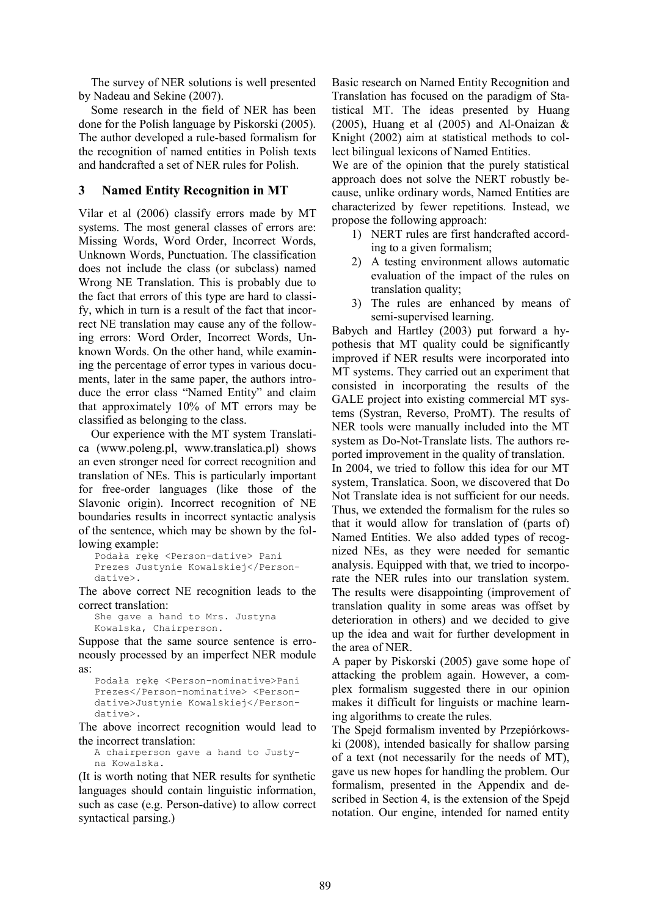The survey of NER solutions is well presented by Nadeau and Sekine (2007).

Some research in the field of NER has been done for the Polish language by Piskorski (2005). The author developed a rule-based formalism for the recognition of named entities in Polish texts and handcrafted a set of NER rules for Polish.

## 3 Named Entity Recognition in MT

Vilar et al (2006) classify errors made by MT systems. The most general classes of errors are: Missing Words, Word Order, Incorrect Words, Unknown Words, Punctuation. The classification does not include the class (or subclass) named Wrong NE Translation. This is probably due to the fact that errors of this type are hard to classify, which in turn is a result of the fact that incorrect NE translation may cause any of the following errors: Word Order, Incorrect Words, Unknown Words. On the other hand, while examining the percentage of error types in various documents, later in the same paper, the authors introduce the error class "Named Entity" and claim that approximately 10% of MT errors may be classified as belonging to the class.

Our experience with the MT system Translatica (www.poleng.pl, www.translatica.pl) shows an even stronger need for correct recognition and translation of NEs. This is particularly important for free-order languages (like those of the Slavonic origin). Incorrect recognition of NE boundaries results in incorrect syntactic analysis of the sentence, which may be shown by the following example:

```
Podała rękę <Person-dative> Pani
Prezes Justynie Kowalskiej</Person-
dative>.
```

The above correct NE recognition leads to the correct translation:

```
She gave a hand to Mrs. Justyna
Kowalska, Chairperson.
```

Suppose that the same source sentence is erroneously processed by an imperfect NER module as:

```
Podała rękę <Person-nominative>Pani
Prezes</Person-nominative> <Person-
dative>Justynie Kowalskiej</Person-
dative>.
```

The above incorrect recognition would lead to the incorrect translation:

```
A chairperson gave a hand to Justy-
na Kowalska.
```

(It is worth noting that NER results for synthetic languages should contain linguistic information, such as case (e.g. Person-dative) to allow correct syntactical parsing.)

Basic research on Named Entity Recognition and Translation has focused on the paradigm of Statistical MT. The ideas presented by Huang (2005), Huang et al (2005) and Al-Onaizan & Knight (2002) aim at statistical methods to collect bilingual lexicons of Named Entities.

We are of the opinion that the purely statistical approach does not solve the NERT robustly because, unlike ordinary words, Named Entities are characterized by fewer repetitions. Instead, we propose the following approach:

1) NERT rules are first handcrafted according to a given formalism;
2) A testing environment allows automatic evaluation of the impact of the rules on translation quality;
3) The rules are enhanced by means of semi-supervised learning.

Babych and Hartley (2003) put forward a hypothesis that MT quality could be significantly improved if NER results were incorporated into MT systems. They carried out an experiment that consisted in incorporating the results of the GALE project into existing commercial MT systems (Systran, Reverso, ProMT). The results of NER tools were manually included into the MT system as Do-Not-Translate lists. The authors reported improvement in the quality of translation.

In 2004, we tried to follow this idea for our MT system, Translatica. Soon, we discovered that Do Not Translate idea is not sufficient for our needs. Thus, we extended the formalism for the rules so that it would allow for translation of (parts of) Named Entities. We also added types of recognized NEs, as they were needed for semantic analysis. Equipped with that, we tried to incorporate the NER rules into our translation system. The results were disappointing (improvement of translation quality in some areas was offset by deterioration in others) and we decided to give up the idea and wait for further development in the area of NER.

A paper by Piskorski (2005) gave some hope of attacking the problem again. However, a complex formalism suggested there in our opinion makes it difficult for linguists or machine learning algorithms to create the rules.

The Spejd formalism invented by Przepiórkowski (2008), intended basically for shallow parsing of a text (not necessarily for the needs of MT), gave us new hopes for handling the problem. Our formalism, presented in the Appendix and described in Section 4, is the extension of the Spejd notation. Our engine, intended for named entity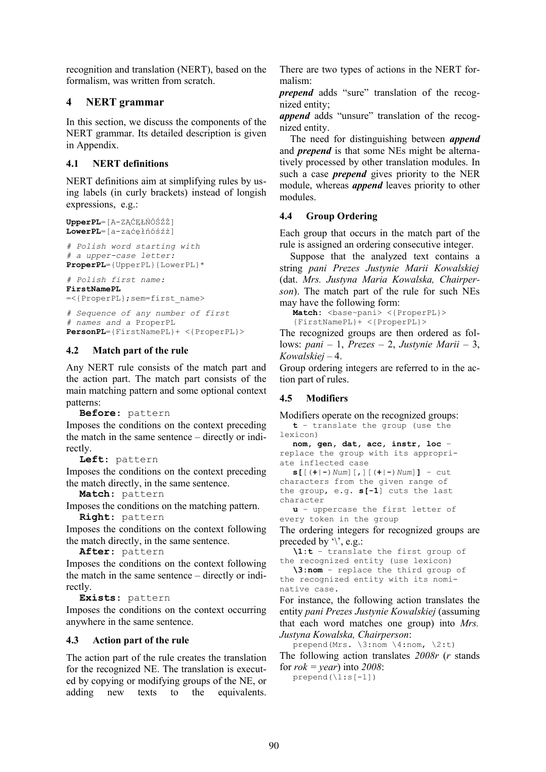recognition and translation (NERT), based on the formalism, was written from scratch.

## 4 NERT grammar

In this section, we discuss the components of the NERT grammar. Its detailed description is given in Appendix.

### 4.1 NERT definitions

NERT definitions aim at simplifying rules by using labels (in curly brackets) instead of longish expressions, e.g.:

```
UpperPL=[A-ZĄĆĘŁŃÓŚŹŻ]
LowerPL=[a-ząćęłńóśźż]

# Polish word starting with
# a upper-case letter:
ProperPL={UpperPL}{LowerPL}*

# Polish first name:
FirstNamePL
=<{ProperPL};sem=first_name>

# Sequence of any number of first
# names and a ProperPL
PersonPL={FirstNamePL}+ <{ProperPL}>
```

### 4.2 Match part of the rule

Any NERT rule consists of the match part and the action part. The match part consists of the main matching pattern and some optional context patterns:

**Before:** pattern

Imposes the conditions on the context preceding the match in the same sentence – directly or indirectly.

**Left:** pattern

Imposes the conditions on the context preceding the match directly, in the same sentence.

**Match:** pattern

Imposes the conditions on the matching pattern.

**Right:** pattern

Imposes the conditions on the context following the match directly, in the same sentence.

**After:** pattern

Imposes the conditions on the context following the match in the same sentence – directly or indirectly.

**Exists:** pattern

Imposes the conditions on the context occurring anywhere in the same sentence.

### 4.3 Action part of the rule

The action part of the rule creates the translation for the recognized NE. The translation is executed by copying or modifying groups of the NE, or adding new texts to the equivalents.

There are two types of actions in the NERT formalism:

***prepend*** adds "sure" translation of the recognized entity;

***append*** adds "unsure" translation of the recognized entity.

The need for distinguishing between ***append*** and ***prepend*** is that some NEs might be alternatively processed by other translation modules. In such a case ***prepend*** gives priority to the NER module, whereas ***append*** leaves priority to other modules.

### 4.4 Group Ordering

Each group that occurs in the match part of the rule is assigned an ordering consecutive integer.

Suppose that the analyzed text contains a string *pani Prezes Justynie Marii Kowalskiej* (dat. *Mrs. Justyna Maria Kowalska, Chairperson*). The match part of the rule for such NEs may have the following form:

```
Match: <base~pani> <{ProperPL}>
{FirstNamePL}+ <{ProperPL}>
```

The recognized groups are then ordered as follows: *pani* – 1, *Prezes* – 2, *Justynie Marii* – 3, *Kowalskiej* – 4.

Group ordering integers are referred to in the action part of rules.

### 4.5 Modifiers

Modifiers operate on the recognized groups:

**t** – translate the group (use the lexicon)

**nom, gen, dat, acc, instr, loc** – replace the group with its appropriate inflected case

**s[**[(**+**|**-**)*Num*][**,**][(**+**|**-**)*Num*]**]** – cut characters from the given range of the group, e.g. **s[-1**] cuts the last character

**u** – uppercase the first letter of every token in the group

The ordering integers for recognized groups are preceded by '\', e.g.:

**\1:t** – translate the first group of the recognized entity (use lexicon)

**\3:nom** – replace the third group of the recognized entity with its nominative case.

For instance, the following action translates the entity *pani Prezes Justynie Kowalskiej* (assuming that each word matches one group) into *Mrs. Justyna Kowalska, Chairperson*:

```
prepend(Mrs. \3:nom \4:nom, \2:t)
```

The following action translates *2008r* (*r* stands for *rok = year*) into *2008*:

```
prepend(\1:s[-1])
```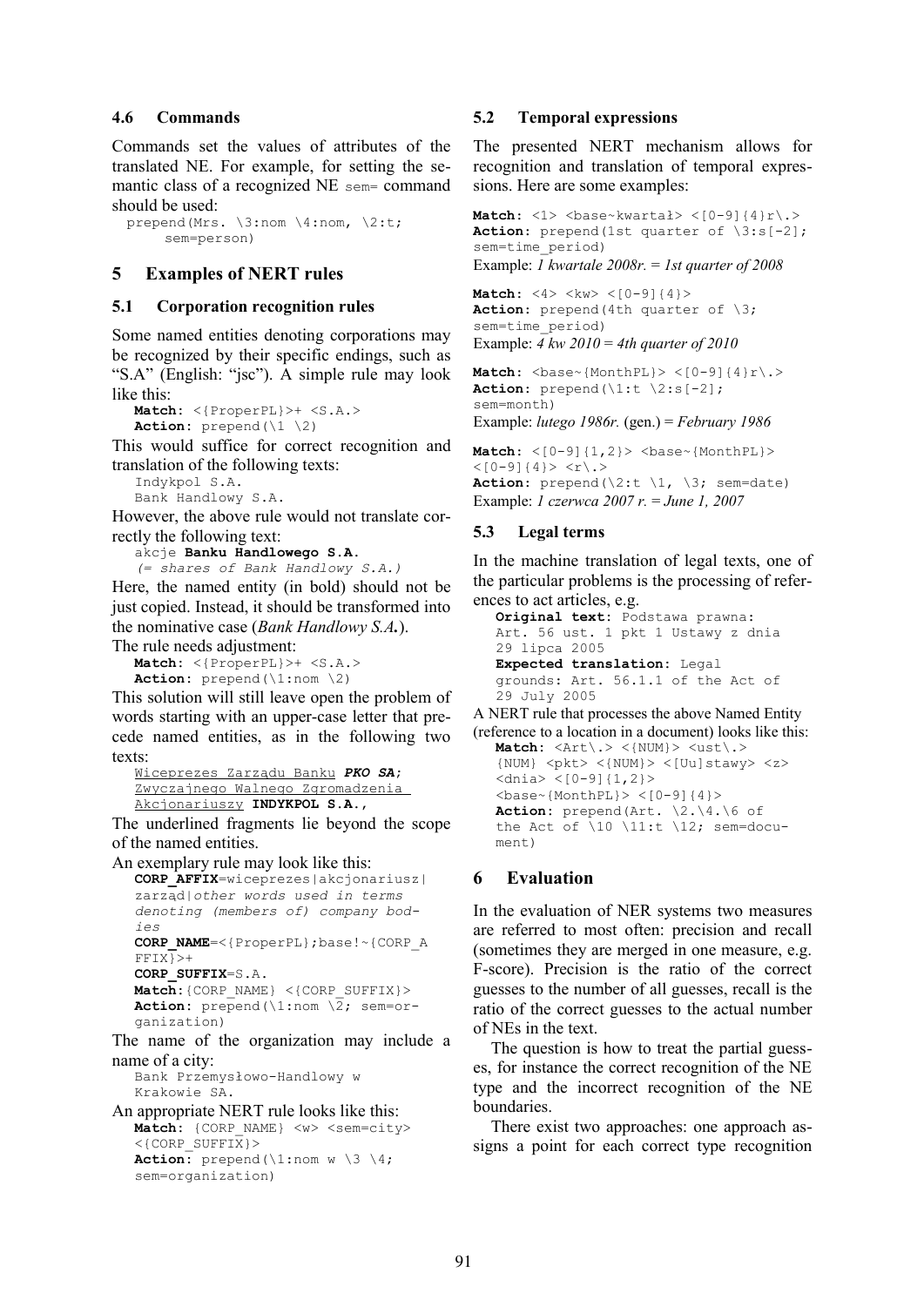### 4.6 Commands

Commands set the values of attributes of the translated NE. For example, for setting the semantic class of a recognized NE `sem=` command should be used:

```
prepend(Mrs. \3:nom \4:nom, \2:t;
    sem=person)
```

## 5 Examples of NERT rules

### 5.1 Corporation recognition rules

Some named entities denoting corporations may be recognized by their specific endings, such as "S.A" (English: "jsc"). A simple rule may look like this:

```
Match: <{ProperPL}>+ <S.A.>
Action: prepend(\1 \2)
```

This would suffice for correct recognition and translation of the following texts:

```
Indykpol S.A.
Bank Handlowy S.A.
```

However, the above rule would not translate correctly the following text:

```
akcje Banku Handlowego S.A.
(= shares of Bank Handlowy S.A.)
```

Here, the named entity (in bold) should not be just copied. Instead, it should be transformed into the nominative case (*Bank Handlowy S.A.*).

The rule needs adjustment:

```
Match: <{ProperPL}>+ <S.A.>
Action: prepend(\1:nom \2)
```

This solution will still leave open the problem of words starting with an upper-case letter that precede named entities, as in the following two texts:

Wiceprezes Zarządu Banku ***PKO SA***;
Zwyczajnego Walnego Zgromadzenia Akcjonariuszy **INDYKPOL S.A.**,

The underlined fragments lie beyond the scope of the named entities.

An exemplary rule may look like this:

```
CORP_AFFIX=wiceprezes|akcjonariusz|
zarząd|other words used in terms
denoting (members of) company bod-
ies
CORP_NAME=<{ProperPL};base!~{CORP_A
FFIX}>+
CORP_SUFFIX=S.A.
Match:{CORP_NAME} <{CORP_SUFFIX}>
Action: prepend(\1:nom \2; sem=or-
ganization)
```

The name of the organization may include a name of a city:

```
Bank Przemysłowo-Handlowy w
Krakowie SA.
```

An appropriate NERT rule looks like this:

```
Match: {CORP_NAME} <w> <sem=city>
<{CORP_SUFFIX}>
Action: prepend(\1:nom w \3 \4;
sem=organization)
```

### 5.2 Temporal expressions

The presented NERT mechanism allows for recognition and translation of temporal expressions. Here are some examples:

```
Match: <1> <base~kwartał> <[0-9]{4}r\.>
Action: prepend(1st quarter of \3:s[-2];
sem=time_period)
```

Example: *1 kwartale 2008r. = 1st quarter of 2008*

```
Match: <4> <kw> <[0-9]{4}>
Action: prepend(4th quarter of \3;
sem=time_period)
```

Example: *4 kw 2010 = 4th quarter of 2010*

```
Match: <base~{MonthPL}> <[0-9]{4}r\.>
Action: prepend(\1:t \2:s[-2];
sem=month)
```

Example: *lutego 1986r.* (gen.) = *February 1986*

```
Match: <[0-9]{1,2}> <base~{MonthPL}>
<[0-9]{4}> <r\.>
Action: prepend(\2:t \1, \3; sem=date)
```

Example: *1 czerwca 2007 r. = June 1, 2007*

### 5.3 Legal terms

In the machine translation of legal texts, one of the particular problems is the processing of references to act articles, e.g.

```
Original text: Podstawa prawna:
Art. 56 ust. 1 pkt 1 Ustawy z dnia
29 lipca 2005
Expected translation: Legal
grounds: Art. 56.1.1 of the Act of
29 July 2005
```

A NERT rule that processes the above Named Entity (reference to a location in a document) looks like this:

```
Match: <Art\.> <{NUM}> <ust\.>
{NUM} <pkt> <{NUM}> <[Uu]stawy> <z>
<dnia> <[0-9]{1,2}>
<base~{MonthPL}> <[0-9]{4}>
Action: prepend(Art. \2.\4.\6 of
the Act of \10 \11:t \12; sem=docu-
ment)
```

## 6 Evaluation

In the evaluation of NER systems two measures are referred to most often: precision and recall (sometimes they are merged in one measure, e.g. F-score). Precision is the ratio of the correct guesses to the number of all guesses, recall is the ratio of the correct guesses to the actual number of NEs in the text.

The question is how to treat the partial guesses, for instance the correct recognition of the NE type and the incorrect recognition of the NE boundaries.

There exist two approaches: one approach assigns a point for each correct type recognition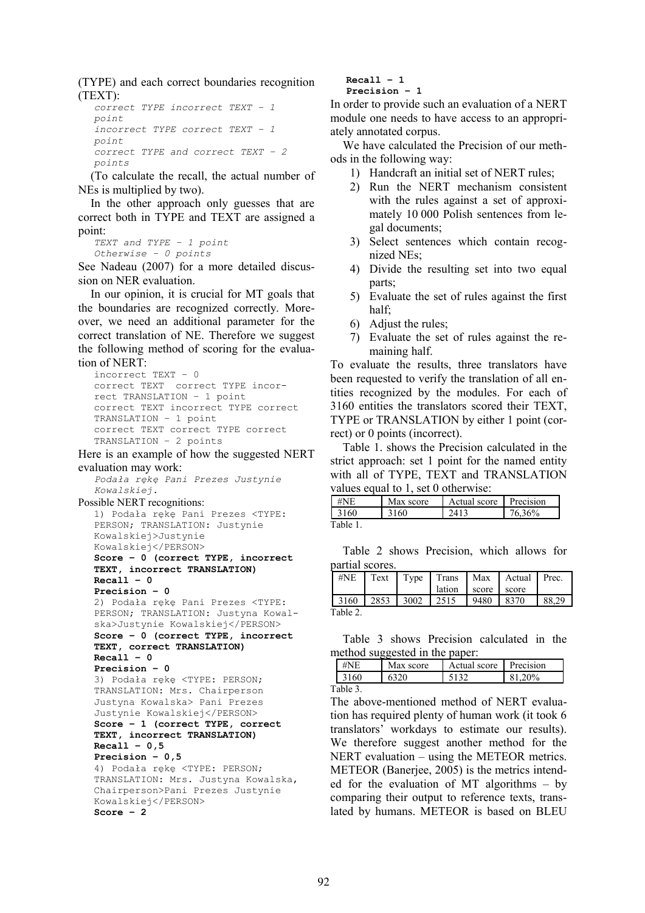(TYPE) and each correct boundaries recognition (TEXT):

*correct TYPE incorrect TEXT – 1 point*
*incorrect TYPE correct TEXT – 1 point*
*correct TYPE and correct TEXT – 2 points*

(To calculate the recall, the actual number of NEs is multiplied by two).

In the other approach only guesses that are correct both in TYPE and TEXT are assigned a point:

*TEXT and TYPE – 1 point*
*Otherwise – 0 points*

See Nadeau (2007) for a more detailed discussion on NER evaluation.

In our opinion, it is crucial for MT goals that the boundaries are recognized correctly. Moreover, we need an additional parameter for the correct translation of NE. Therefore we suggest the following method of scoring for the evaluation of NERT:

```
incorrect TEXT – 0
correct TEXT  correct TYPE incorrect TRANSLATION – 1 point
correct TEXT incorrect TYPE correct TRANSLATION – 1 point
correct TEXT correct TYPE correct TRANSLATION – 2 points
```

Here is an example of how the suggested NERT evaluation may work:

*Podała rękę Pani Prezes Justynie Kowalskiej.*

Possible NERT recognitions:

1) Podała rękę Pani Prezes <TYPE: PERSON; TRANSLATION: Justynie Kowalskiej>Justynie Kowalskiej</PERSON>
**Score – 0 (correct TYPE, incorrect TEXT, incorrect TRANSLATION)**
**Recall – 0**
**Precision – 0**

2) Podała rękę Pani Prezes <TYPE: PERSON; TRANSLATION: Justyna Kowalska>Justynie Kowalskiej</PERSON>
**Score – 0 (correct TYPE, incorrect TEXT, correct TRANSLATION)**
**Recall – 0**
**Precision – 0**

3) Podała rękę <TYPE: PERSON; TRANSLATION: Mrs. Chairperson Justyna Kowalska> Pani Prezes Justynie Kowalskiej</PERSON>
**Score – 1 (correct TYPE, correct TEXT, incorrect TRANSLATION)**
**Recall – 0,5**
**Precision – 0,5**

4) Podała rękę <TYPE: PERSON; TRANSLATION: Mrs. Justyna Kowalska, Chairperson>Pani Prezes Justynie Kowalskiej</PERSON>
**Score – 2**
**Recall – 1**
**Precision – 1**

In order to provide such an evaluation of a NERT module one needs to have access to an appropriately annotated corpus.

We have calculated the Precision of our methods in the following way:

1) Handcraft an initial set of NERT rules;
2) Run the NERT mechanism consistent with the rules against a set of approximately 10 000 Polish sentences from legal documents;
3) Select sentences which contain recognized NEs;
4) Divide the resulting set into two equal parts;
5) Evaluate the set of rules against the first half;
6) Adjust the rules;
7) Evaluate the set of rules against the remaining half.

To evaluate the results, three translators have been requested to verify the translation of all entities recognized by the modules. For each of 3160 entities the translators scored their TEXT, TYPE or TRANSLATION by either 1 point (correct) or 0 points (incorrect).

Table 1. shows the Precision calculated in the strict approach: set 1 point for the named entity with all of TYPE, TEXT and TRANSLATION values equal to 1, set 0 otherwise:

| #NE | Max score | Actual score | Precision |
|---|---|---|---|
| 3160 | 3160 | 2413 | 76,36% |

Table 1.

Table 2 shows Precision, which allows for partial scores.

| #NE | Text | Type | Translation | Max score | Actual score | Prec. |
|---|---|---|---|---|---|---|
| 3160 | 2853 | 3002 | 2515 | 9480 | 8370 | 88,29 |

Table 2.

Table 3 shows Precision calculated in the method suggested in the paper:

| #NE | Max score | Actual score | Precision |
|---|---|---|---|
| 3160 | 6320 | 5132 | 81,20% |

Table 3.

The above-mentioned method of NERT evaluation has required plenty of human work (it took 6 translators' workdays to estimate our results). We therefore suggest another method for the NERT evaluation – using the METEOR metrics. METEOR (Banerjee, 2005) is the metrics intended for the evaluation of MT algorithms – by comparing their output to reference texts, translated by humans. METEOR is based on BLEU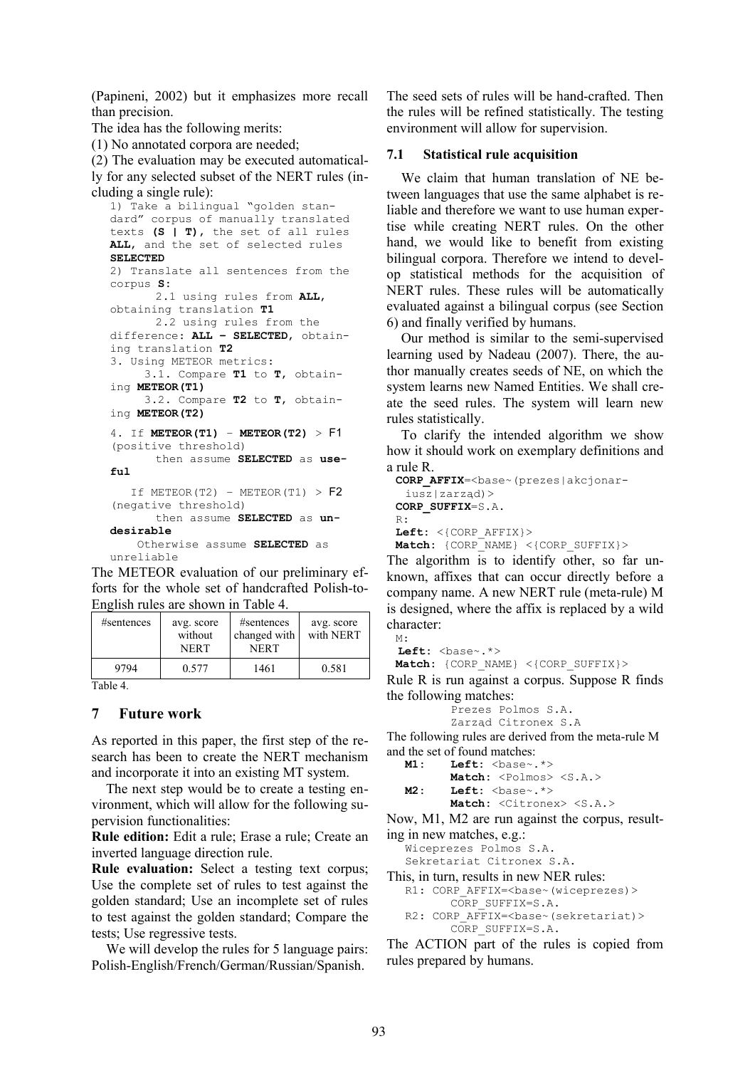(Papineni, 2002) but it emphasizes more recall than precision.

The idea has the following merits:

(1) No annotated corpora are needed;

(2) The evaluation may be executed automatically for any selected subset of the NERT rules (including a single rule):

```
1) Take a bilingual "golden standard" corpus of manually translated texts (S | T), the set of all rules ALL, and the set of selected rules SELECTED
2) Translate all sentences from the corpus S:
      2.1 using rules from ALL, obtaining translation T1
      2.2 using rules from the difference: ALL – SELECTED, obtaining translation T2
3. Using METEOR metrics:
     3.1. Compare T1 to T, obtaining METEOR(T1)
     3.2. Compare T2 to T, obtaining METEOR(T2)
4. If METEOR(T1) – METEOR(T2) > F1 (positive threshold)
      then assume SELECTED as useful
   If METEOR(T2) – METEOR(T1) > F2 (negative threshold)
      then assume SELECTED as undesirable
   Otherwise assume SELECTED as unreliable
```

The METEOR evaluation of our preliminary efforts for the whole set of handcrafted Polish-to-English rules are shown in Table 4.

| #sentences | avg. score without NERT | #sentences changed with NERT | avg. score with NERT |
|---|---|---|---|
| 9794 | 0.577 | 1461 | 0.581 |

Table 4.

## 7 Future work

As reported in this paper, the first step of the research has been to create the NERT mechanism and incorporate it into an existing MT system.

The next step would be to create a testing environment, which will allow for the following supervision functionalities:

**Rule edition:** Edit a rule; Erase a rule; Create an inverted language direction rule.

**Rule evaluation:** Select a testing text corpus; Use the complete set of rules to test against the golden standard; Use an incomplete set of rules to test against the golden standard; Compare the tests; Use regressive tests.

We will develop the rules for 5 language pairs: Polish-English/French/German/Russian/Spanish.

The seed sets of rules will be hand-crafted. Then the rules will be refined statistically. The testing environment will allow for supervision.

### 7.1 Statistical rule acquisition

We claim that human translation of NE between languages that use the same alphabet is reliable and therefore we want to use human expertise while creating NERT rules. On the other hand, we would like to benefit from existing bilingual corpora. Therefore we intend to develop statistical methods for the acquisition of NERT rules. These rules will be automatically evaluated against a bilingual corpus (see Section 6) and finally verified by humans.

Our method is similar to the semi-supervised learning used by Nadeau (2007). There, the author manually creates seeds of NE, on which the system learns new Named Entities. We shall create the seed rules. The system will learn new rules statistically.

To clarify the intended algorithm we show how it should work on exemplary definitions and a rule R.

```
CORP_AFFIX=<base~(prezes|akcjonariusz|zarząd)>
CORP_SUFFIX=S.A.
R:
Left: <{CORP_AFFIX}>
Match: {CORP_NAME} <{CORP_SUFFIX}>
```

The algorithm is to identify other, so far unknown, affixes that can occur directly before a company name. A new NERT rule (meta-rule) M is designed, where the affix is replaced by a wild character:

```
M:
Left: <base~.*>
Match: {CORP_NAME} <{CORP_SUFFIX}>
```

Rule R is run against a corpus. Suppose R finds the following matches:

```
Prezes Polmos S.A.
Zarząd Citronex S.A
```

The following rules are derived from the meta-rule M and the set of found matches:

```
M1:   Left: <base~.*>
      Match: <Polmos> <S.A.>
M2:   Left: <base~.*>
      Match: <Citronex> <S.A.>
```

Now, M1, M2 are run against the corpus, resulting in new matches, e.g.:

```
Wiceprezes Polmos S.A.
Sekretariat Citronex S.A.
```

This, in turn, results in new NER rules:

```
R1: CORP_AFFIX=<base~(wiceprezes)>
    CORP_SUFFIX=S.A.
R2: CORP_AFFIX=<base~(sekretariat)>
    CORP_SUFFIX=S.A.
```

The ACTION part of the rules is copied from rules prepared by humans.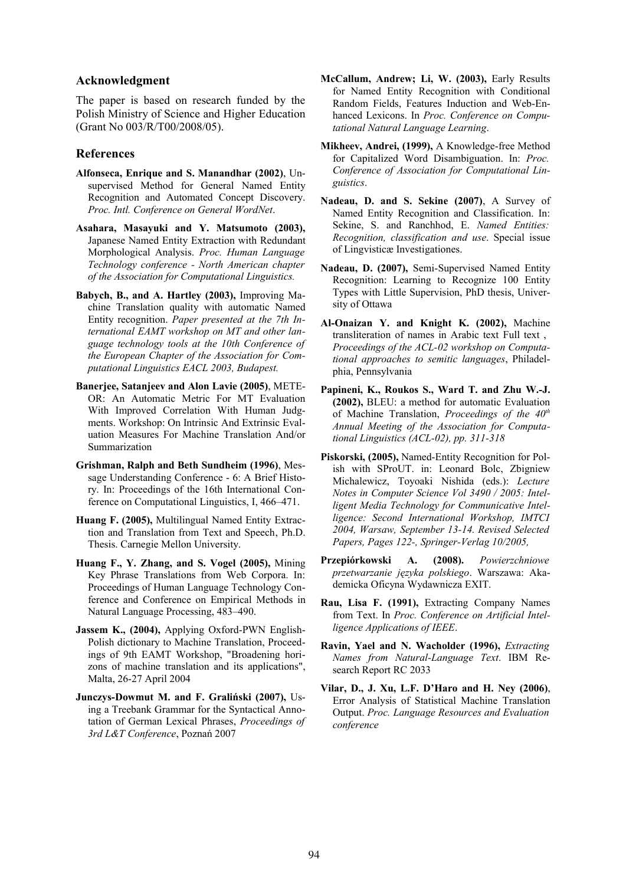## Acknowledgment

The paper is based on research funded by the Polish Ministry of Science and Higher Education (Grant No 003/R/T00/2008/05).

## References

**Alfonseca, Enrique and S. Manandhar (2002)**, Unsupervised Method for General Named Entity Recognition and Automated Concept Discovery. *Proc. Intl. Conference on General WordNet*.

**Asahara, Masayuki and Y. Matsumoto (2003),** Japanese Named Entity Extraction with Redundant Morphological Analysis. *Proc. Human Language Technology conference - North American chapter of the Association for Computational Linguistics.*

**Babych, B., and A. Hartley (2003),** Improving Machine Translation quality with automatic Named Entity recognition. *Paper presented at the 7th International EAMT workshop on MT and other language technology tools at the 10th Conference of the European Chapter of the Association for Computational Linguistics EACL 2003, Budapest.*

**Banerjee, Satanjeev and Alon Lavie (2005)**, METEOR: An Automatic Metric For MT Evaluation With Improved Correlation With Human Judgments. Workshop: On Intrinsic And Extrinsic Evaluation Measures For Machine Translation And/or Summarization

**Grishman, Ralph and Beth Sundheim (1996)**, Message Understanding Conference - 6: A Brief History. In: Proceedings of the 16th International Conference on Computational Linguistics, I, 466–471.

**Huang F. (2005),** Multilingual Named Entity Extraction and Translation from Text and Speech, Ph.D. Thesis. Carnegie Mellon University.

**Huang F., Y. Zhang, and S. Vogel (2005),** Mining Key Phrase Translations from Web Corpora. In: Proceedings of Human Language Technology Conference and Conference on Empirical Methods in Natural Language Processing, 483–490.

**Jassem K., (2004),** Applying Oxford-PWN English-Polish dictionary to Machine Translation, Proceedings of 9th EAMT Workshop, "Broadening horizons of machine translation and its applications", Malta, 26-27 April 2004

**Junczys-Dowmut M. and F. Graliński (2007),** Using a Treebank Grammar for the Syntactical Annotation of German Lexical Phrases, *Proceedings of 3rd L&T Conference*, Poznań 2007

**McCallum, Andrew; Li, W. (2003),** Early Results for Named Entity Recognition with Conditional Random Fields, Features Induction and Web-Enhanced Lexicons. In *Proc. Conference on Computational Natural Language Learning*.

**Mikheev, Andrei, (1999),** A Knowledge-free Method for Capitalized Word Disambiguation. In: *Proc. Conference of Association for Computational Linguistics*.

**Nadeau, D. and S. Sekine (2007)**, A Survey of Named Entity Recognition and Classification. In: Sekine, S. and Ranchhod, E. *Named Entities: Recognition, classification and use*. Special issue of Lingvisticæ Investigationes.

**Nadeau, D. (2007),** Semi-Supervised Named Entity Recognition: Learning to Recognize 100 Entity Types with Little Supervision, PhD thesis, University of Ottawa

**Al-Onaizan Y. and Knight K. (2002),** Machine transliteration of names in Arabic text Full text , *Proceedings of the ACL-02 workshop on Computational approaches to semitic languages*, Philadelphia, Pennsylvania

**Papineni, K., Roukos S., Ward T. and Zhu W.-J. (2002),** BLEU: a method for automatic Evaluation of Machine Translation, *Proceedings of the 40th Annual Meeting of the Association for Computational Linguistics (ACL-02), pp. 311-318*

**Piskorski, (2005),** Named-Entity Recognition for Polish with SProUT. in: Leonard Bolc, Zbigniew Michalewicz, Toyoaki Nishida (eds.): *Lecture Notes in Computer Science Vol 3490 / 2005: Intelligent Media Technology for Communicative Intelligence: Second International Workshop, IMTCI 2004, Warsaw, September 13-14. Revised Selected Papers, Pages 122-, Springer-Verlag 10/2005,*

**Przepiórkowski A. (2008).** *Powierzchniowe przetwarzanie języka polskiego*. Warszawa: Akademicka Oficyna Wydawnicza EXIT.

**Rau, Lisa F. (1991),** Extracting Company Names from Text. In *Proc. Conference on Artificial Intelligence Applications of IEEE*.

**Ravin, Yael and N. Wacholder (1996),** *Extracting Names from Natural-Language Text*. IBM Research Report RC 2033

**Vilar, D., J. Xu, L.F. D'Haro and H. Ney (2006)**, Error Analysis of Statistical Machine Translation Output. *Proc. Language Resources and Evaluation conference*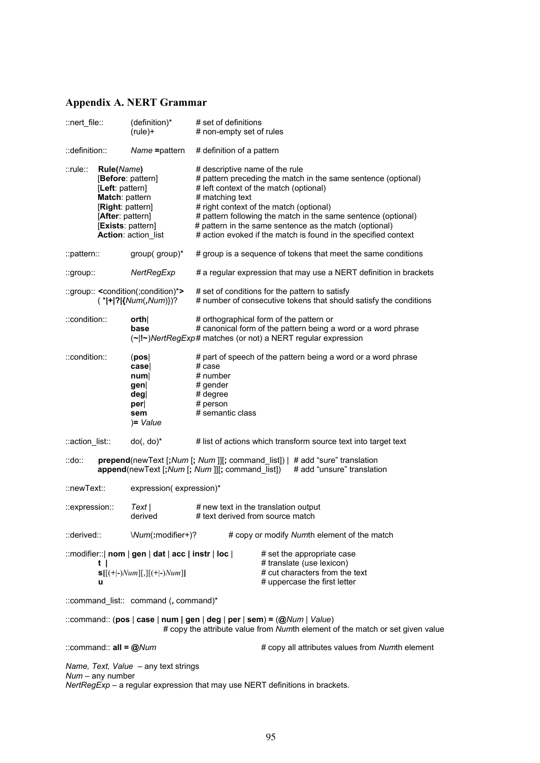## Appendix A. NERT Grammar

```
::nert_file::      (definition)*        # set of definitions
                   (rule)+              # non-empty set of rules

::definition::     Name =pattern        # definition of a pattern

::rule::   Rule(Name)                   # descriptive name of the rule
           [Before: pattern]            # pattern preceding the match in the same sentence (optional)
           [Left: pattern]              # left context of the match (optional)
           Match: pattern               # matching text
           [Right: pattern]             # right context of the match (optional)
           [After: pattern]             # pattern following the match in the same sentence (optional)
           [Exists: pattern]            # pattern in the same sentence as the match (optional)
           Action: action_list          # action evoked if the match is found in the specified context

::pattern::        group( group)*       # group is a sequence of tokens that meet the same conditions

::group::          NertRegExp           # a regular expression that may use a NERT definition in brackets

::group:: <condition(;condition)*>      # set of conditions for the pattern to satisfy
          ( *|+|?|{Num(,Num)})?         # number of consecutive tokens that should satisfy the conditions

::condition::      orth|                # orthographical form of the pattern or
                   base                 # canonical form of the pattern being a word or a word phrase
                   (~|!~)NertRegExp     # matches (or not) a NERT regular expression

::condition::      (pos|                # part of speech of the pattern being a word or a word phrase
                   case|                # case
                   num|                 # number
                   gen|                 # gender
                   deg|                 # degree
                   per|                 # person
                   sem                  # semantic class
                   )= Value

::action_list::    do(, do)*            # list of actions which transform source text into target text

::do::     prepend(newText [;Num [; Num ]][; command_list]) |   # add "sure" translation
           append(newText [;Num [; Num ]][; command_list])      # add "unsure" translation

::newText::        expression( expression)*

::expression::     Text |               # new text in the translation output
                   derived              # text derived from source match

::derived::        \Num(:modifier+)?              # copy or modify Numth element of the match

::modifier::| nom | gen | dat | acc | instr | loc |   # set the appropriate case
          t |                                         # translate (use lexicon)
          s[[(+|-)Num][,][(+|-)Num]]                  # cut characters from the text
          u                                           # uppercase the first letter

::command_list::  command (, command)*

::command:: (pos | case | num | gen | deg | per | sem) = (@Num | Value)
                        # copy the attribute value from Numth element of the match or set given value

::command:: all = @Num                             # copy all attributes values from Numth element
```

*Name, Text, Value* – any text strings
*Num* – any number
*NertRegExp* – a regular expression that may use NERT definitions in brackets.